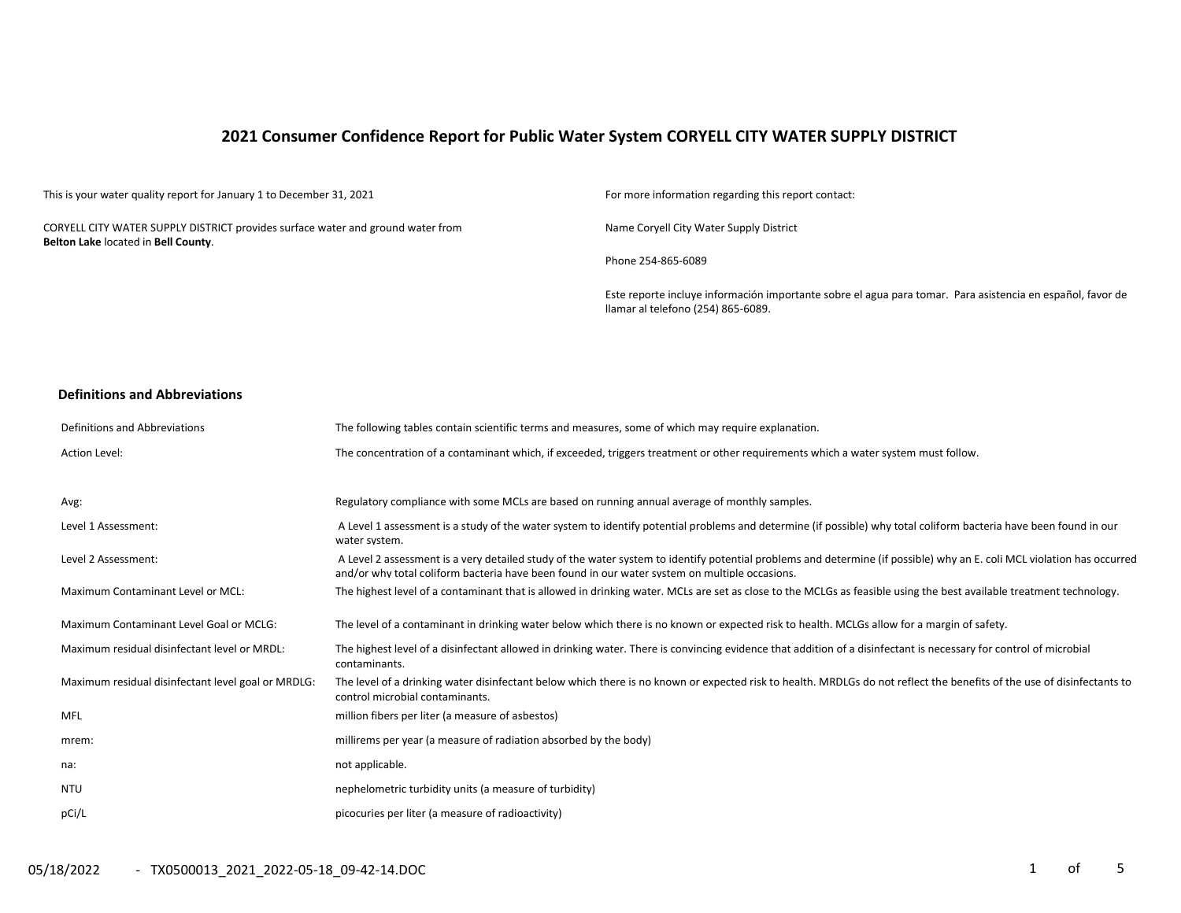# 2021 Consumer Confidence Report for Public Water System CORYELL CITY WATER SUPPLY DISTRICT

This is your water quality report for January 1 to December 31, 2021

CORYELL CITY WATER SUPPLY DISTRICT provides surface water and ground water from **Belton Lake** located in **Bell County**.

For more information regarding this report contact:

Name Coryell City Water Supply District

Phone 254-865-6089

Este reporte incluye información importante sobre el agua para tomar. Para asistencia en español, favor de llamar al telefono (254) 865-6089.

## Definitions and Abbreviations

| Definitions and Abbreviations | The following tables contain scientific terms and measures, some of which may require explanation. |
|---|---|
| Action Level: | The concentration of a contaminant which, if exceeded, triggers treatment or other requirements which a water system must follow. |
| Avg: | Regulatory compliance with some MCLs are based on running annual average of monthly samples. |
| Level 1 Assessment: | A Level 1 assessment is a study of the water system to identify potential problems and determine (if possible) why total coliform bacteria have been found in our water system. |
| Level 2 Assessment: | A Level 2 assessment is a very detailed study of the water system to identify potential problems and determine (if possible) why an E. coli MCL violation has occurred and/or why total coliform bacteria have been found in our water system on multiple occasions. |
| Maximum Contaminant Level or MCL: | The highest level of a contaminant that is allowed in drinking water. MCLs are set as close to the MCLGs as feasible using the best available treatment technology. |
| Maximum Contaminant Level Goal or MCLG: | The level of a contaminant in drinking water below which there is no known or expected risk to health. MCLGs allow for a margin of safety. |
| Maximum residual disinfectant level or MRDL: | The highest level of a disinfectant allowed in drinking water. There is convincing evidence that addition of a disinfectant is necessary for control of microbial contaminants. |
| Maximum residual disinfectant level goal or MRDLG: | The level of a drinking water disinfectant below which there is no known or expected risk to health. MRDLGs do not reflect the benefits of the use of disinfectants to control microbial contaminants. |
| MFL | million fibers per liter (a measure of asbestos) |
| mrem: | millirems per year (a measure of radiation absorbed by the body) |
| na: | not applicable. |
| NTU | nephelometric turbidity units (a measure of turbidity) |
| pCi/L | picocuries per liter (a measure of radioactivity) |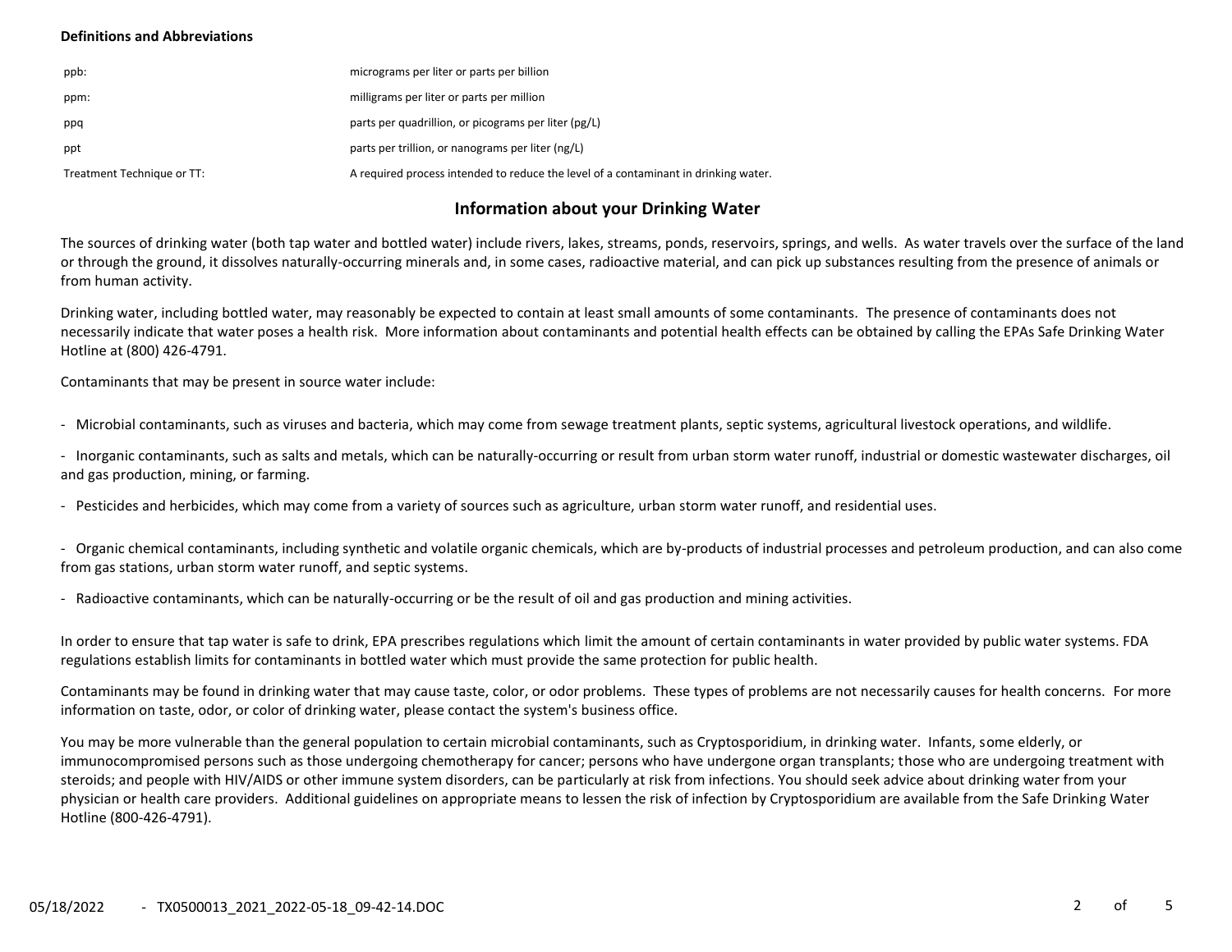**Definitions and Abbreviations**

| | |
|---|---|
| ppb: | micrograms per liter or parts per billion |
| ppm: | milligrams per liter or parts per million |
| ppq | parts per quadrillion, or picograms per liter (pg/L) |
| ppt | parts per trillion, or nanograms per liter (ng/L) |
| Treatment Technique or TT: | A required process intended to reduce the level of a contaminant in drinking water. |

## Information about your Drinking Water

The sources of drinking water (both tap water and bottled water) include rivers, lakes, streams, ponds, reservoirs, springs, and wells. As water travels over the surface of the land or through the ground, it dissolves naturally-occurring minerals and, in some cases, radioactive material, and can pick up substances resulting from the presence of animals or from human activity.

Drinking water, including bottled water, may reasonably be expected to contain at least small amounts of some contaminants. The presence of contaminants does not necessarily indicate that water poses a health risk. More information about contaminants and potential health effects can be obtained by calling the EPAs Safe Drinking Water Hotline at (800) 426-4791.

Contaminants that may be present in source water include:

- Microbial contaminants, such as viruses and bacteria, which may come from sewage treatment plants, septic systems, agricultural livestock operations, and wildlife.

- Inorganic contaminants, such as salts and metals, which can be naturally-occurring or result from urban storm water runoff, industrial or domestic wastewater discharges, oil and gas production, mining, or farming.

- Pesticides and herbicides, which may come from a variety of sources such as agriculture, urban storm water runoff, and residential uses.

- Organic chemical contaminants, including synthetic and volatile organic chemicals, which are by-products of industrial processes and petroleum production, and can also come from gas stations, urban storm water runoff, and septic systems.

- Radioactive contaminants, which can be naturally-occurring or be the result of oil and gas production and mining activities.

In order to ensure that tap water is safe to drink, EPA prescribes regulations which limit the amount of certain contaminants in water provided by public water systems. FDA regulations establish limits for contaminants in bottled water which must provide the same protection for public health.

Contaminants may be found in drinking water that may cause taste, color, or odor problems. These types of problems are not necessarily causes for health concerns. For more information on taste, odor, or color of drinking water, please contact the system's business office.

You may be more vulnerable than the general population to certain microbial contaminants, such as Cryptosporidium, in drinking water. Infants, some elderly, or immunocompromised persons such as those undergoing chemotherapy for cancer; persons who have undergone organ transplants; those who are undergoing treatment with steroids; and people with HIV/AIDS or other immune system disorders, can be particularly at risk from infections. You should seek advice about drinking water from your physician or health care providers. Additional guidelines on appropriate means to lessen the risk of infection by Cryptosporidium are available from the Safe Drinking Water Hotline (800-426-4791).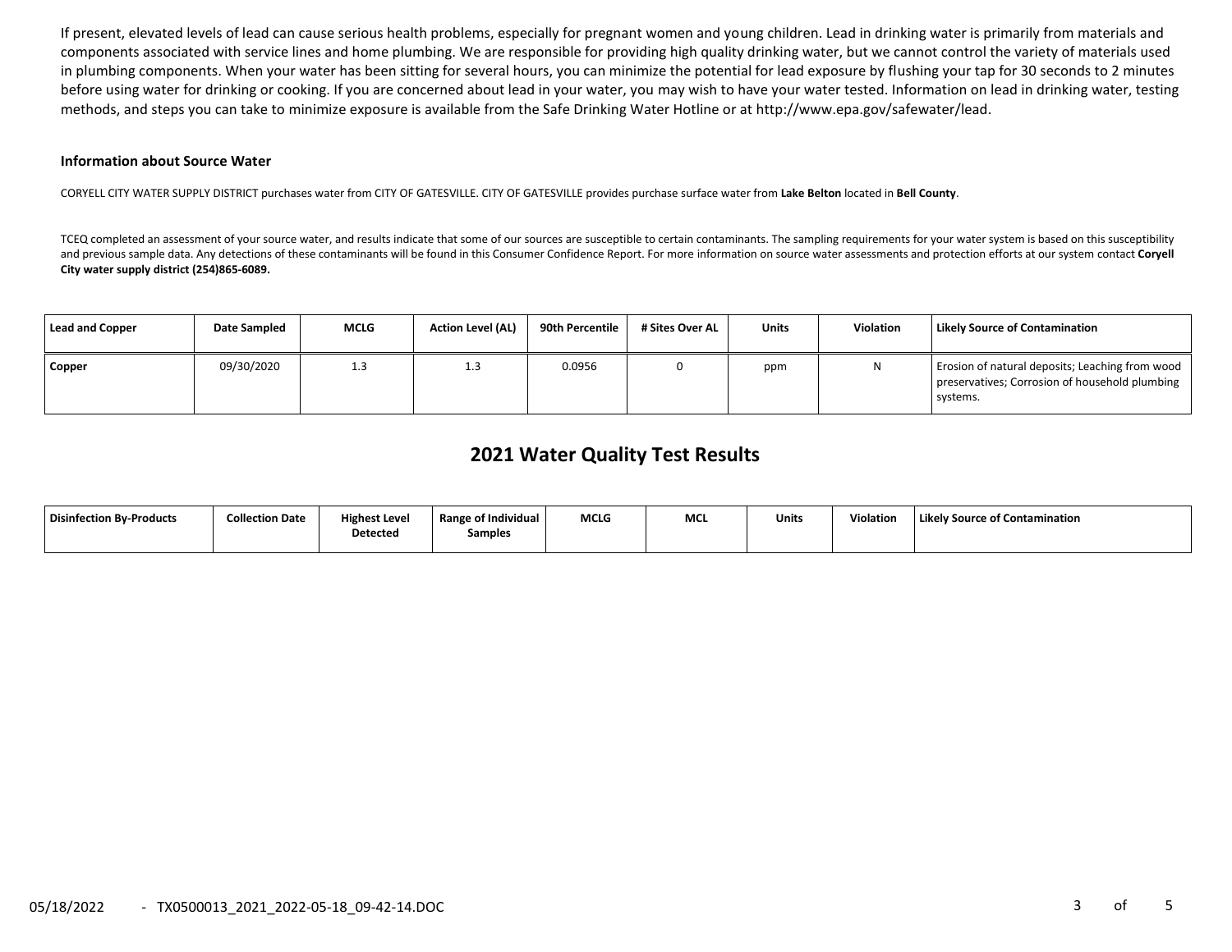If present, elevated levels of lead can cause serious health problems, especially for pregnant women and young children. Lead in drinking water is primarily from materials and components associated with service lines and home plumbing. We are responsible for providing high quality drinking water, but we cannot control the variety of materials used in plumbing components. When your water has been sitting for several hours, you can minimize the potential for lead exposure by flushing your tap for 30 seconds to 2 minutes before using water for drinking or cooking. If you are concerned about lead in your water, you may wish to have your water tested. Information on lead in drinking water, testing methods, and steps you can take to minimize exposure is available from the Safe Drinking Water Hotline or at http://www.epa.gov/safewater/lead.

**Information about Source Water**

CORYELL CITY WATER SUPPLY DISTRICT purchases water from CITY OF GATESVILLE. CITY OF GATESVILLE provides purchase surface water from **Lake Belton** located in **Bell County**.

TCEQ completed an assessment of your source water, and results indicate that some of our sources are susceptible to certain contaminants. The sampling requirements for your water system is based on this susceptibility and previous sample data. Any detections of these contaminants will be found in this Consumer Confidence Report. For more information on source water assessments and protection efforts at our system contact **Coryell City water supply district (254)865-6089.**

| Lead and Copper | Date Sampled | MCLG | Action Level (AL) | 90th Percentile | # Sites Over AL | Units | Violation | Likely Source of Contamination |
|---|---|---|---|---|---|---|---|---|
| **Copper** | 09/30/2020 | 1.3 | 1.3 | 0.0956 | 0 | ppm | N | Erosion of natural deposits; Leaching from wood preservatives; Corrosion of household plumbing systems. |

## 2021 Water Quality Test Results

| Disinfection By-Products | Collection Date | Highest Level Detected | Range of Individual Samples | MCLG | MCL | Units | Violation | Likely Source of Contamination |
|---|---|---|---|---|---|---|---|---|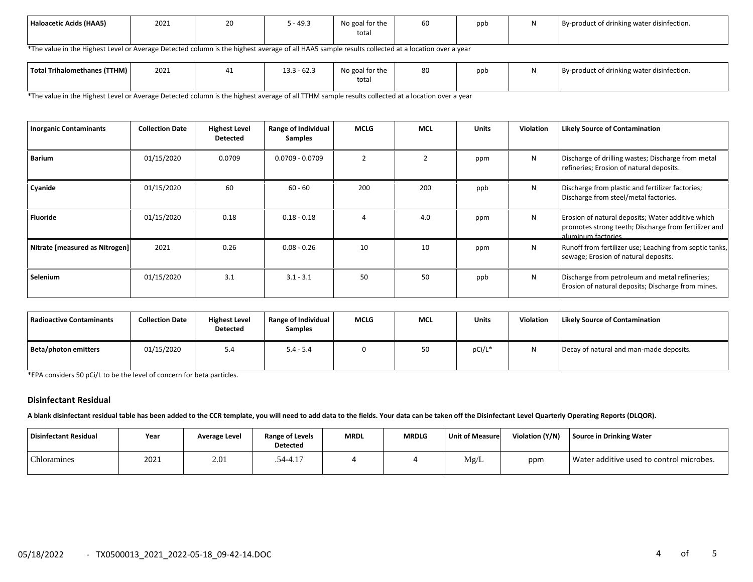| Haloacetic Acids (HAA5) | 2021 | 20 | 5 - 49.3 | No goal for the total | 60 | ppb | N | By-product of drinking water disinfection. |
|---|---|---|---|---|---|---|---|---|

*The value in the Highest Level or Average Detected column is the highest average of all HAA5 sample results collected at a location over a year

| Total Trihalomethanes (TTHM) | 2021 | 41 | 13.3 - 62.3 | No goal for the total | 80 | ppb | N | By-product of drinking water disinfection. |
|---|---|---|---|---|---|---|---|---|

*The value in the Highest Level or Average Detected column is the highest average of all TTHM sample results collected at a location over a year

| Inorganic Contaminants | Collection Date | Highest Level Detected | Range of Individual Samples | MCLG | MCL | Units | Violation | Likely Source of Contamination |
|---|---|---|---|---|---|---|---|---|
| Barium | 01/15/2020 | 0.0709 | 0.0709 - 0.0709 | 2 | 2 | ppm | N | Discharge of drilling wastes; Discharge from metal refineries; Erosion of natural deposits. |
| Cyanide | 01/15/2020 | 60 | 60 - 60 | 200 | 200 | ppb | N | Discharge from plastic and fertilizer factories; Discharge from steel/metal factories. |
| Fluoride | 01/15/2020 | 0.18 | 0.18 - 0.18 | 4 | 4.0 | ppm | N | Erosion of natural deposits; Water additive which promotes strong teeth; Discharge from fertilizer and aluminum factories. |
| Nitrate [measured as Nitrogen] | 2021 | 0.26 | 0.08 - 0.26 | 10 | 10 | ppm | N | Runoff from fertilizer use; Leaching from septic tanks, sewage; Erosion of natural deposits. |
| Selenium | 01/15/2020 | 3.1 | 3.1 - 3.1 | 50 | 50 | ppb | N | Discharge from petroleum and metal refineries; Erosion of natural deposits; Discharge from mines. |

| Radioactive Contaminants | Collection Date | Highest Level Detected | Range of Individual Samples | MCLG | MCL | Units | Violation | Likely Source of Contamination |
|---|---|---|---|---|---|---|---|---|
| Beta/photon emitters | 01/15/2020 | 5.4 | 5.4 - 5.4 | 0 | 50 | pCi/L* | N | Decay of natural and man-made deposits. |

*EPA considers 50 pCi/L to be the level of concern for beta particles.

### Disinfectant Residual

**A blank disinfectant residual table has been added to the CCR template, you will need to add data to the fields. Your data can be taken off the Disinfectant Level Quarterly Operating Reports (DLQOR).**

| Disinfectant Residual | Year | Average Level | Range of Levels Detected | MRDL | MRDLG | Unit of Measure | Violation (Y/N) | Source in Drinking Water |
|---|---|---|---|---|---|---|---|---|
| Chloramines | 2021 | 2.01 | .54-4.17 | 4 | 4 | Mg/L | ppm | Water additive used to control microbes. |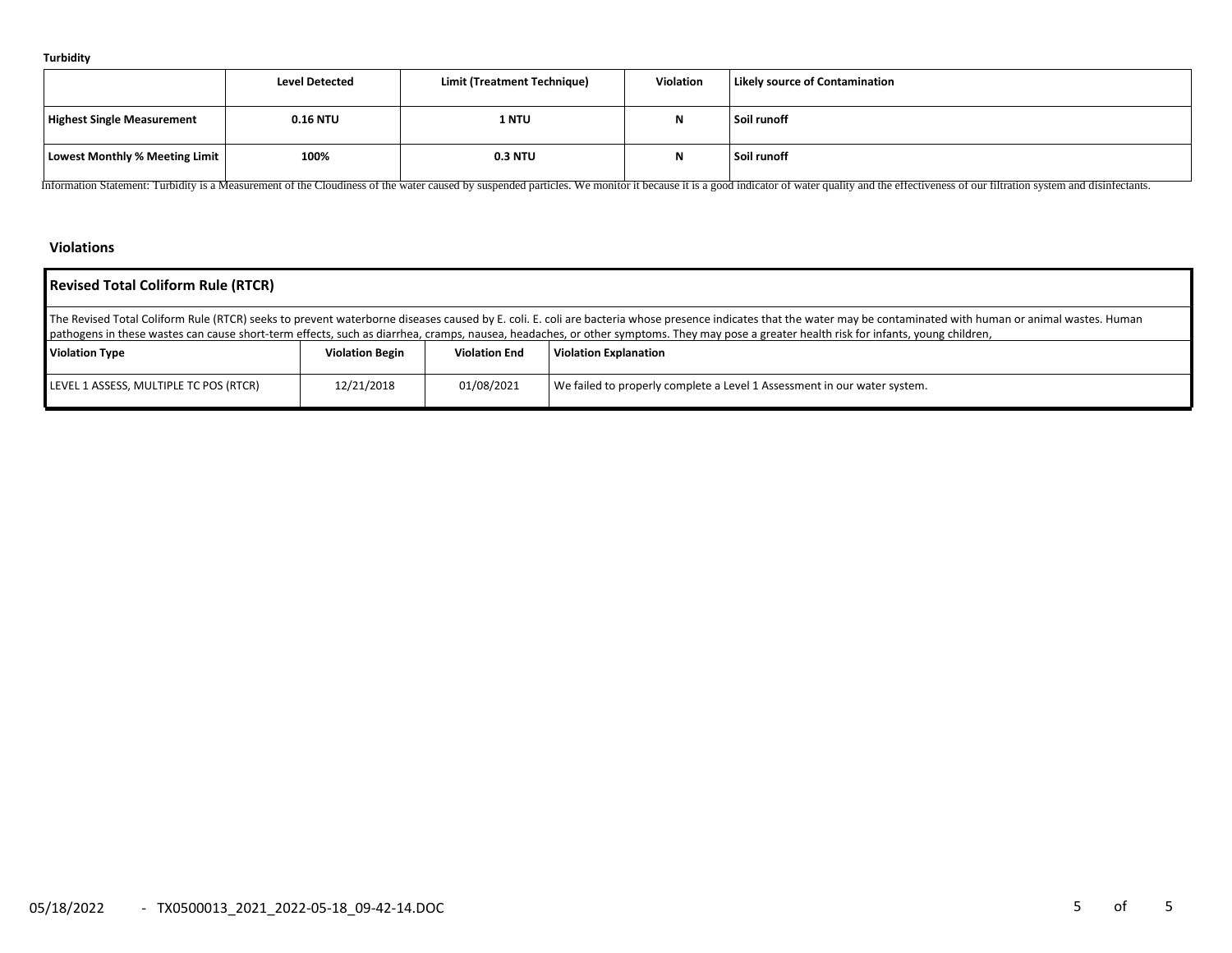**Turbidity**

| | Level Detected | Limit (Treatment Technique) | Violation | Likely source of Contamination |
|---|---|---|---|---|
| **Highest Single Measurement** | **0.16 NTU** | **1 NTU** | **N** | **Soil runoff** |
| **Lowest Monthly % Meeting Limit** | **100%** | **0.3 NTU** | **N** | **Soil runoff** |

Information Statement: Turbidity is a Measurement of the Cloudiness of the water caused by suspended particles. We monitor it because it is a good indicator of water quality and the effectiveness of our filtration system and disinfectants.

## Violations

### Revised Total Coliform Rule (RTCR)

The Revised Total Coliform Rule (RTCR) seeks to prevent waterborne diseases caused by E. coli. E. coli are bacteria whose presence indicates that the water may be contaminated with human or animal wastes. Human pathogens in these wastes can cause short-term effects, such as diarrhea, cramps, nausea, headaches, or other symptoms. They may pose a greater health risk for infants, young children,

| Violation Type | Violation Begin | Violation End | Violation Explanation |
|---|---|---|---|
| LEVEL 1 ASSESS, MULTIPLE TC POS (RTCR) | 12/21/2018 | 01/08/2021 | We failed to properly complete a Level 1 Assessment in our water system. |